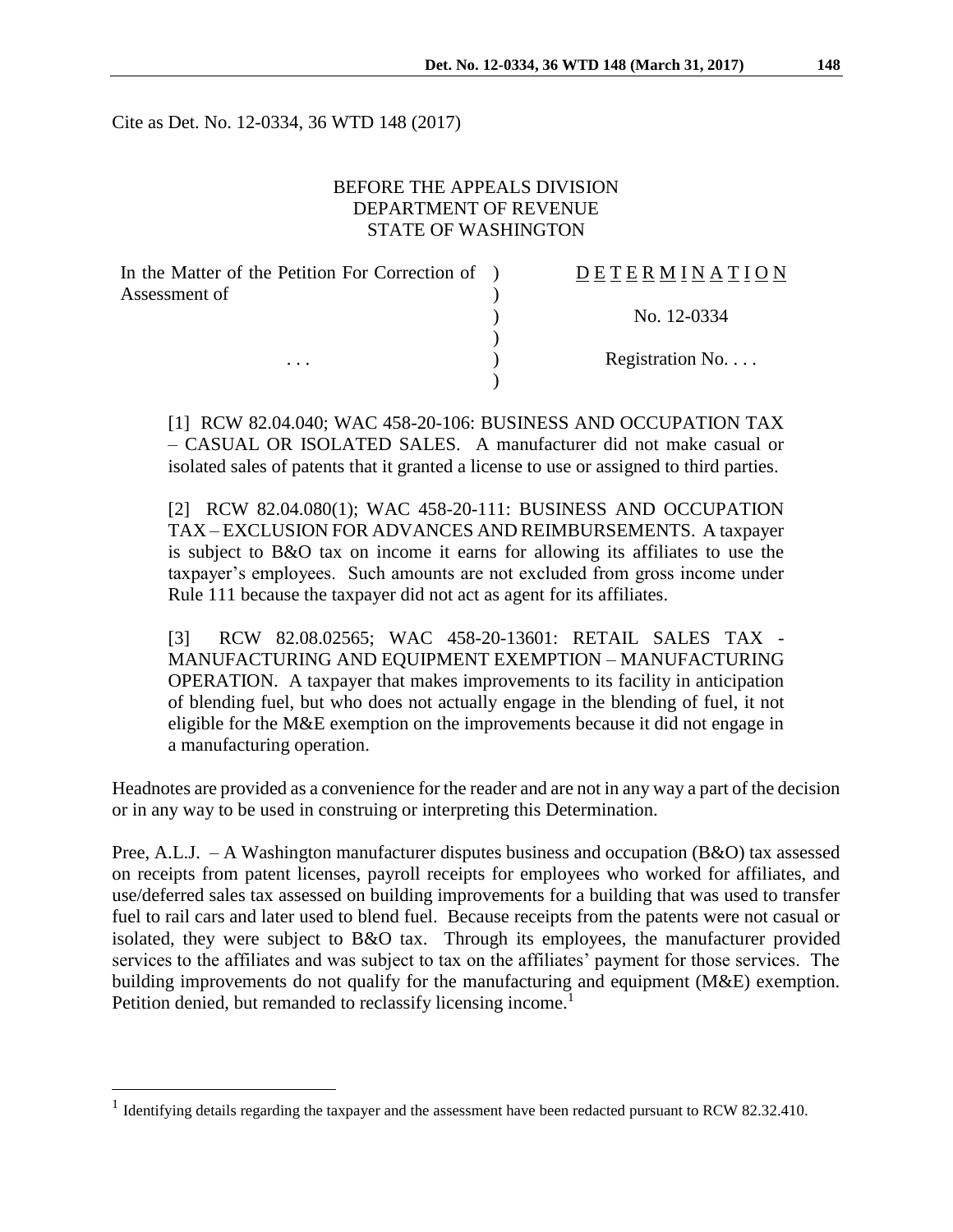Cite as Det. No. 12-0334, 36 WTD 148 (2017)

BEFORE THE APPEALS DIVISION
DEPARTMENT OF REVENUE
STATE OF WASHINGTON

| | | |
|---|---|---|
| In the Matter of the Petition For Correction of Assessment of | ) | D E T E R M I N A T I O N |
| | ) | No. 12-0334 |
| . . . | ) | Registration No. . . . |

[1] RCW 82.04.040; WAC 458-20-106: BUSINESS AND OCCUPATION TAX – CASUAL OR ISOLATED SALES. A manufacturer did not make casual or isolated sales of patents that it granted a license to use or assigned to third parties.

[2] RCW 82.04.080(1); WAC 458-20-111: BUSINESS AND OCCUPATION TAX – EXCLUSION FOR ADVANCES AND REIMBURSEMENTS. A taxpayer is subject to B&O tax on income it earns for allowing its affiliates to use the taxpayer's employees. Such amounts are not excluded from gross income under Rule 111 because the taxpayer did not act as agent for its affiliates.

[3] RCW 82.08.02565; WAC 458-20-13601: RETAIL SALES TAX - MANUFACTURING AND EQUIPMENT EXEMPTION – MANUFACTURING OPERATION. A taxpayer that makes improvements to its facility in anticipation of blending fuel, but who does not actually engage in the blending of fuel, it not eligible for the M&E exemption on the improvements because it did not engage in a manufacturing operation.

Headnotes are provided as a convenience for the reader and are not in any way a part of the decision or in any way to be used in construing or interpreting this Determination.

Pree, A.L.J. – A Washington manufacturer disputes business and occupation (B&O) tax assessed on receipts from patent licenses, payroll receipts for employees who worked for affiliates, and use/deferred sales tax assessed on building improvements for a building that was used to transfer fuel to rail cars and later used to blend fuel. Because receipts from the patents were not casual or isolated, they were subject to B&O tax. Through its employees, the manufacturer provided services to the affiliates and was subject to tax on the affiliates' payment for those services. The building improvements do not qualify for the manufacturing and equipment (M&E) exemption. Petition denied, but remanded to reclassify licensing income.[1]

[1] Identifying details regarding the taxpayer and the assessment have been redacted pursuant to RCW 82.32.410.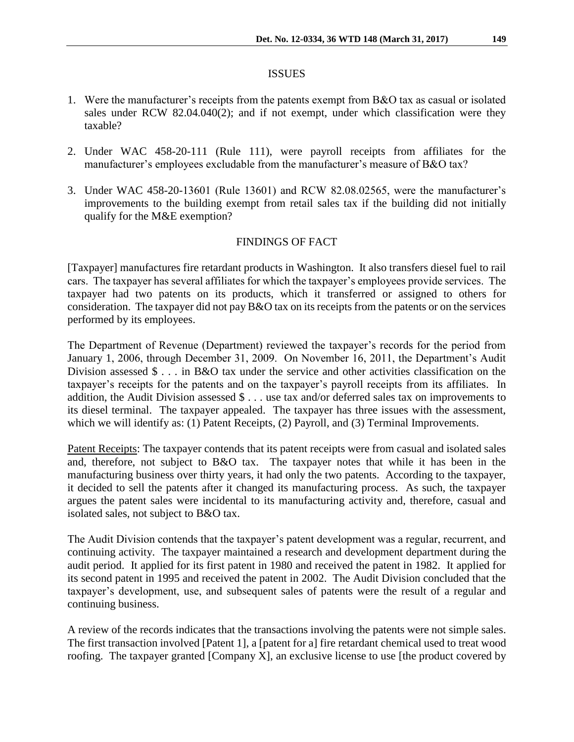## ISSUES

1. Were the manufacturer's receipts from the patents exempt from B&O tax as casual or isolated sales under RCW 82.04.040(2); and if not exempt, under which classification were they taxable?

2. Under WAC 458-20-111 (Rule 111), were payroll receipts from affiliates for the manufacturer's employees excludable from the manufacturer's measure of B&O tax?

3. Under WAC 458-20-13601 (Rule 13601) and RCW 82.08.02565, were the manufacturer's improvements to the building exempt from retail sales tax if the building did not initially qualify for the M&E exemption?

## FINDINGS OF FACT

[Taxpayer] manufactures fire retardant products in Washington. It also transfers diesel fuel to rail cars. The taxpayer has several affiliates for which the taxpayer's employees provide services. The taxpayer had two patents on its products, which it transferred or assigned to others for consideration. The taxpayer did not pay B&O tax on its receipts from the patents or on the services performed by its employees.

The Department of Revenue (Department) reviewed the taxpayer's records for the period from January 1, 2006, through December 31, 2009. On November 16, 2011, the Department's Audit Division assessed $ . . . in B&O tax under the service and other activities classification on the taxpayer's receipts for the patents and on the taxpayer's payroll receipts from its affiliates. In addition, the Audit Division assessed $ . . . use tax and/or deferred sales tax on improvements to its diesel terminal. The taxpayer appealed. The taxpayer has three issues with the assessment, which we will identify as: (1) Patent Receipts, (2) Payroll, and (3) Terminal Improvements.

Patent Receipts: The taxpayer contends that its patent receipts were from casual and isolated sales and, therefore, not subject to B&O tax. The taxpayer notes that while it has been in the manufacturing business over thirty years, it had only the two patents. According to the taxpayer, it decided to sell the patents after it changed its manufacturing process. As such, the taxpayer argues the patent sales were incidental to its manufacturing activity and, therefore, casual and isolated sales, not subject to B&O tax.

The Audit Division contends that the taxpayer's patent development was a regular, recurrent, and continuing activity. The taxpayer maintained a research and development department during the audit period. It applied for its first patent in 1980 and received the patent in 1982. It applied for its second patent in 1995 and received the patent in 2002. The Audit Division concluded that the taxpayer's development, use, and subsequent sales of patents were the result of a regular and continuing business.

A review of the records indicates that the transactions involving the patents were not simple sales. The first transaction involved [Patent 1], a [patent for a] fire retardant chemical used to treat wood roofing. The taxpayer granted [Company X], an exclusive license to use [the product covered by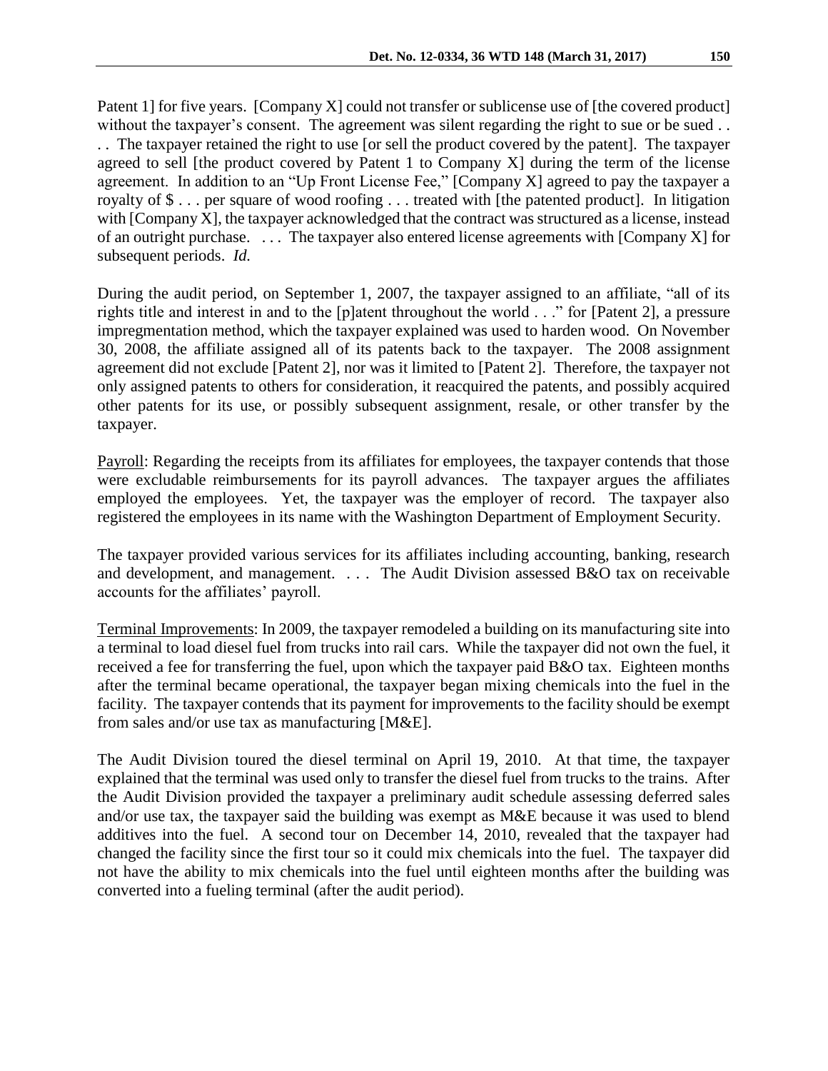Patent 1] for five years. [Company X] could not transfer or sublicense use of [the covered product] without the taxpayer's consent. The agreement was silent regarding the right to sue or be sued . . . . The taxpayer retained the right to use [or sell the product covered by the patent]. The taxpayer agreed to sell [the product covered by Patent 1 to Company X] during the term of the license agreement. In addition to an "Up Front License Fee," [Company X] agreed to pay the taxpayer a royalty of $ . . . per square of wood roofing . . . treated with [the patented product]. In litigation with [Company X], the taxpayer acknowledged that the contract was structured as a license, instead of an outright purchase. . . . The taxpayer also entered license agreements with [Company X] for subsequent periods. *Id.*

During the audit period, on September 1, 2007, the taxpayer assigned to an affiliate, "all of its rights title and interest in and to the [p]atent throughout the world . . ." for [Patent 2], a pressure impregmentation method, which the taxpayer explained was used to harden wood. On November 30, 2008, the affiliate assigned all of its patents back to the taxpayer. The 2008 assignment agreement did not exclude [Patent 2], nor was it limited to [Patent 2]. Therefore, the taxpayer not only assigned patents to others for consideration, it reacquired the patents, and possibly acquired other patents for its use, or possibly subsequent assignment, resale, or other transfer by the taxpayer.

<u>Payroll</u>: Regarding the receipts from its affiliates for employees, the taxpayer contends that those were excludable reimbursements for its payroll advances. The taxpayer argues the affiliates employed the employees. Yet, the taxpayer was the employer of record. The taxpayer also registered the employees in its name with the Washington Department of Employment Security.

The taxpayer provided various services for its affiliates including accounting, banking, research and development, and management. . . . The Audit Division assessed B&O tax on receivable accounts for the affiliates' payroll.

<u>Terminal Improvements</u>: In 2009, the taxpayer remodeled a building on its manufacturing site into a terminal to load diesel fuel from trucks into rail cars. While the taxpayer did not own the fuel, it received a fee for transferring the fuel, upon which the taxpayer paid B&O tax. Eighteen months after the terminal became operational, the taxpayer began mixing chemicals into the fuel in the facility. The taxpayer contends that its payment for improvements to the facility should be exempt from sales and/or use tax as manufacturing [M&E].

The Audit Division toured the diesel terminal on April 19, 2010. At that time, the taxpayer explained that the terminal was used only to transfer the diesel fuel from trucks to the trains. After the Audit Division provided the taxpayer a preliminary audit schedule assessing deferred sales and/or use tax, the taxpayer said the building was exempt as M&E because it was used to blend additives into the fuel. A second tour on December 14, 2010, revealed that the taxpayer had changed the facility since the first tour so it could mix chemicals into the fuel. The taxpayer did not have the ability to mix chemicals into the fuel until eighteen months after the building was converted into a fueling terminal (after the audit period).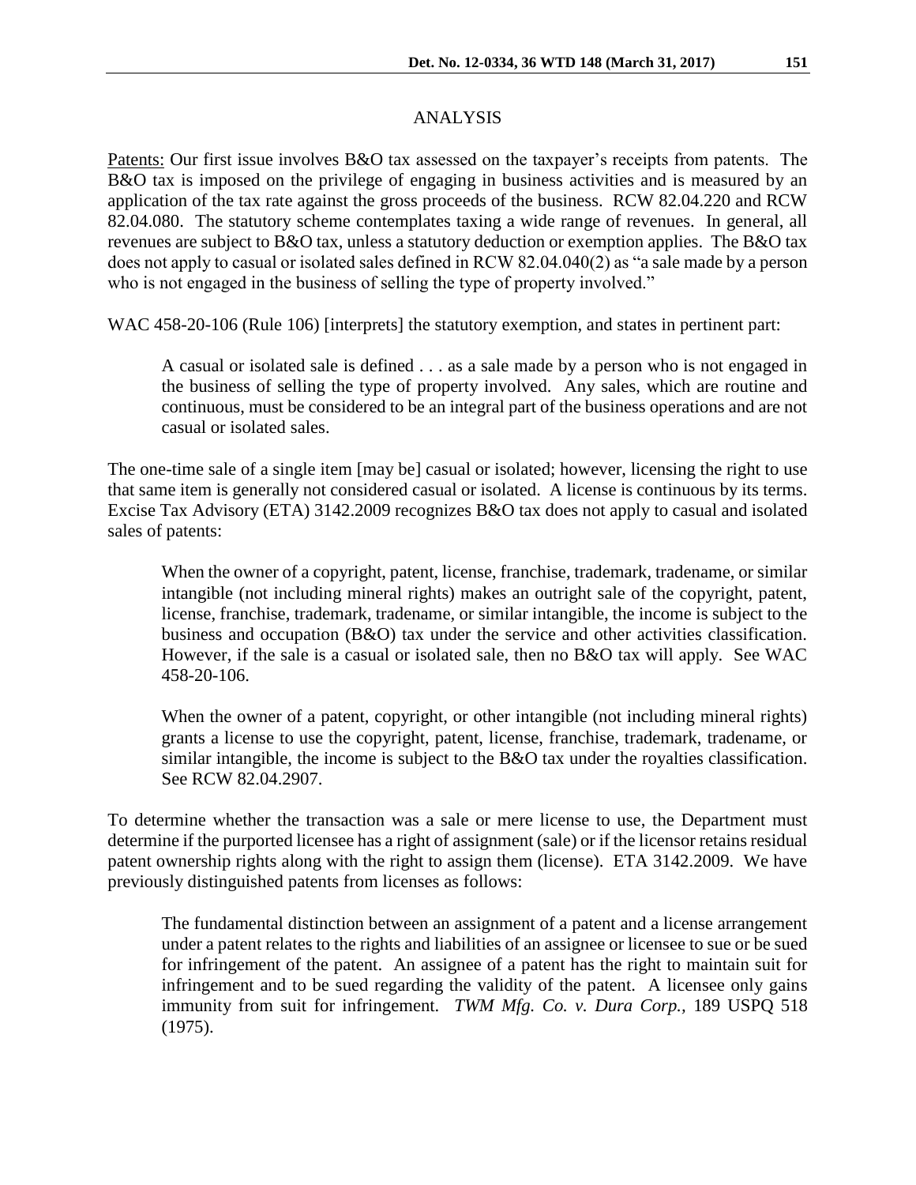## ANALYSIS

Patents: Our first issue involves B&O tax assessed on the taxpayer's receipts from patents. The B&O tax is imposed on the privilege of engaging in business activities and is measured by an application of the tax rate against the gross proceeds of the business. RCW 82.04.220 and RCW 82.04.080. The statutory scheme contemplates taxing a wide range of revenues. In general, all revenues are subject to B&O tax, unless a statutory deduction or exemption applies. The B&O tax does not apply to casual or isolated sales defined in RCW 82.04.040(2) as "a sale made by a person who is not engaged in the business of selling the type of property involved."

WAC 458-20-106 (Rule 106) [interprets] the statutory exemption, and states in pertinent part:

> A casual or isolated sale is defined . . . as a sale made by a person who is not engaged in the business of selling the type of property involved. Any sales, which are routine and continuous, must be considered to be an integral part of the business operations and are not casual or isolated sales.

The one-time sale of a single item [may be] casual or isolated; however, licensing the right to use that same item is generally not considered casual or isolated. A license is continuous by its terms. Excise Tax Advisory (ETA) 3142.2009 recognizes B&O tax does not apply to casual and isolated sales of patents:

> When the owner of a copyright, patent, license, franchise, trademark, tradename, or similar intangible (not including mineral rights) makes an outright sale of the copyright, patent, license, franchise, trademark, tradename, or similar intangible, the income is subject to the business and occupation (B&O) tax under the service and other activities classification. However, if the sale is a casual or isolated sale, then no B&O tax will apply. See WAC 458-20-106.
>
> When the owner of a patent, copyright, or other intangible (not including mineral rights) grants a license to use the copyright, patent, license, franchise, trademark, tradename, or similar intangible, the income is subject to the B&O tax under the royalties classification. See RCW 82.04.2907.

To determine whether the transaction was a sale or mere license to use, the Department must determine if the purported licensee has a right of assignment (sale) or if the licensor retains residual patent ownership rights along with the right to assign them (license). ETA 3142.2009. We have previously distinguished patents from licenses as follows:

> The fundamental distinction between an assignment of a patent and a license arrangement under a patent relates to the rights and liabilities of an assignee or licensee to sue or be sued for infringement of the patent. An assignee of a patent has the right to maintain suit for infringement and to be sued regarding the validity of the patent. A licensee only gains immunity from suit for infringement. *TWM Mfg. Co. v. Dura Corp.*, 189 USPQ 518 (1975).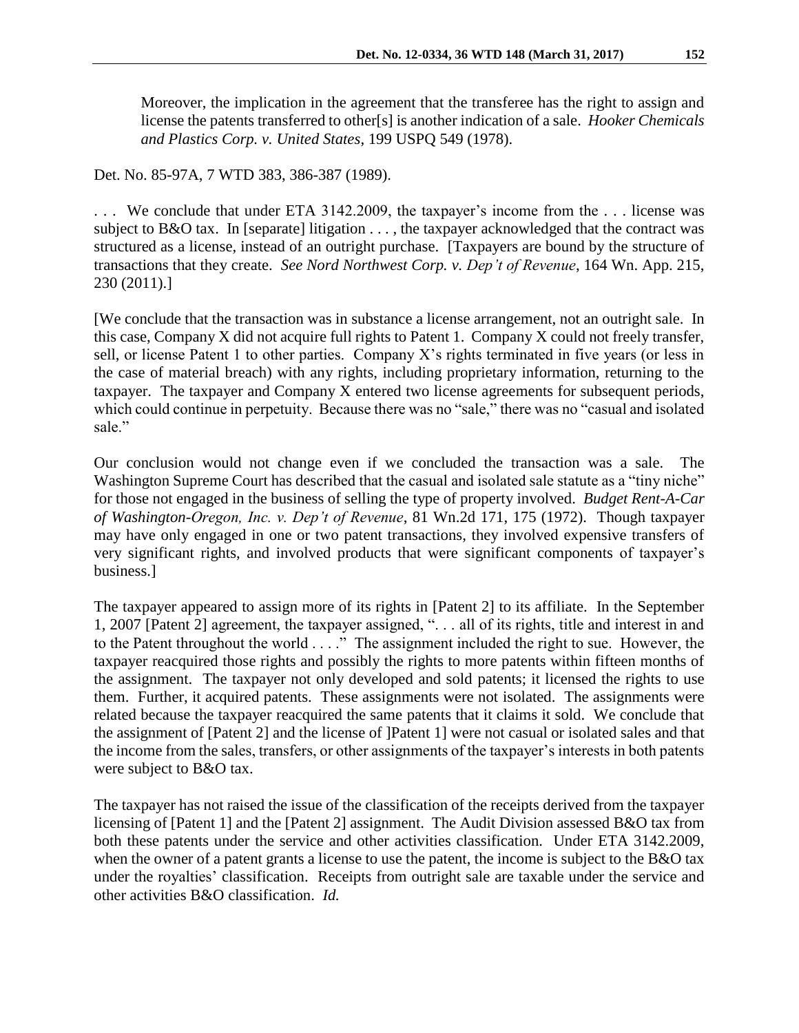> Moreover, the implication in the agreement that the transferee has the right to assign and license the patents transferred to other[s] is another indication of a sale. *Hooker Chemicals and Plastics Corp. v. United States*, 199 USPQ 549 (1978).

Det. No. 85-97A, 7 WTD 383, 386-387 (1989).

. . . We conclude that under ETA 3142.2009, the taxpayer's income from the . . . license was subject to B&O tax. In [separate] litigation . . . , the taxpayer acknowledged that the contract was structured as a license, instead of an outright purchase. [Taxpayers are bound by the structure of transactions that they create. *See Nord Northwest Corp. v. Dep't of Revenue*, 164 Wn. App. 215, 230 (2011).]

[We conclude that the transaction was in substance a license arrangement, not an outright sale. In this case, Company X did not acquire full rights to Patent 1. Company X could not freely transfer, sell, or license Patent 1 to other parties. Company X's rights terminated in five years (or less in the case of material breach) with any rights, including proprietary information, returning to the taxpayer. The taxpayer and Company X entered two license agreements for subsequent periods, which could continue in perpetuity. Because there was no "sale," there was no "casual and isolated sale."

Our conclusion would not change even if we concluded the transaction was a sale. The Washington Supreme Court has described that the casual and isolated sale statute as a "tiny niche" for those not engaged in the business of selling the type of property involved. *Budget Rent-A-Car of Washington-Oregon, Inc. v. Dep't of Revenue*, 81 Wn.2d 171, 175 (1972). Though taxpayer may have only engaged in one or two patent transactions, they involved expensive transfers of very significant rights, and involved products that were significant components of taxpayer's business.]

The taxpayer appeared to assign more of its rights in [Patent 2] to its affiliate. In the September 1, 2007 [Patent 2] agreement, the taxpayer assigned, ". . . all of its rights, title and interest in and to the Patent throughout the world . . . ." The assignment included the right to sue. However, the taxpayer reacquired those rights and possibly the rights to more patents within fifteen months of the assignment. The taxpayer not only developed and sold patents; it licensed the rights to use them. Further, it acquired patents. These assignments were not isolated. The assignments were related because the taxpayer reacquired the same patents that it claims it sold. We conclude that the assignment of [Patent 2] and the license of ]Patent 1] were not casual or isolated sales and that the income from the sales, transfers, or other assignments of the taxpayer's interests in both patents were subject to B&O tax.

The taxpayer has not raised the issue of the classification of the receipts derived from the taxpayer licensing of [Patent 1] and the [Patent 2] assignment. The Audit Division assessed B&O tax from both these patents under the service and other activities classification. Under ETA 3142.2009, when the owner of a patent grants a license to use the patent, the income is subject to the B&O tax under the royalties' classification. Receipts from outright sale are taxable under the service and other activities B&O classification. *Id.*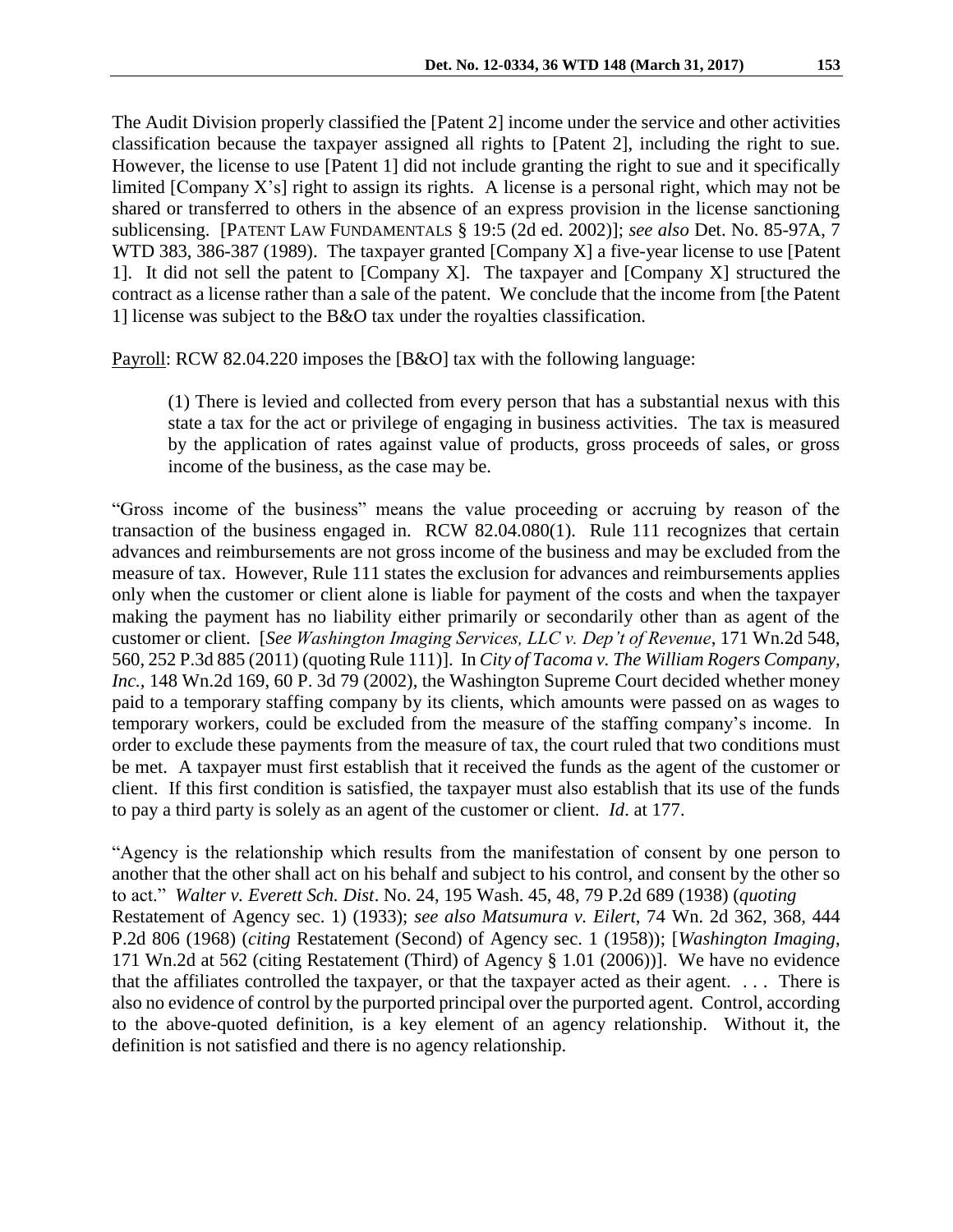The Audit Division properly classified the [Patent 2] income under the service and other activities classification because the taxpayer assigned all rights to [Patent 2], including the right to sue. However, the license to use [Patent 1] did not include granting the right to sue and it specifically limited [Company X's] right to assign its rights. A license is a personal right, which may not be shared or transferred to others in the absence of an express provision in the license sanctioning sublicensing. [PATENT LAW FUNDAMENTALS § 19:5 (2d ed. 2002)]; *see also* Det. No. 85-97A, 7 WTD 383, 386-387 (1989). The taxpayer granted [Company X] a five-year license to use [Patent 1]. It did not sell the patent to [Company X]. The taxpayer and [Company X] structured the contract as a license rather than a sale of the patent. We conclude that the income from [the Patent 1] license was subject to the B&O tax under the royalties classification.

<u>Payroll</u>: RCW 82.04.220 imposes the [B&O] tax with the following language:

> (1) There is levied and collected from every person that has a substantial nexus with this state a tax for the act or privilege of engaging in business activities. The tax is measured by the application of rates against value of products, gross proceeds of sales, or gross income of the business, as the case may be.

"Gross income of the business" means the value proceeding or accruing by reason of the transaction of the business engaged in. RCW 82.04.080(1). Rule 111 recognizes that certain advances and reimbursements are not gross income of the business and may be excluded from the measure of tax. However, Rule 111 states the exclusion for advances and reimbursements applies only when the customer or client alone is liable for payment of the costs and when the taxpayer making the payment has no liability either primarily or secondarily other than as agent of the customer or client. [*See Washington Imaging Services, LLC v. Dep't of Revenue*, 171 Wn.2d 548, 560, 252 P.3d 885 (2011) (quoting Rule 111)]. In *City of Tacoma v. The William Rogers Company, Inc.*, 148 Wn.2d 169, 60 P. 3d 79 (2002), the Washington Supreme Court decided whether money paid to a temporary staffing company by its clients, which amounts were passed on as wages to temporary workers, could be excluded from the measure of the staffing company's income. In order to exclude these payments from the measure of tax, the court ruled that two conditions must be met. A taxpayer must first establish that it received the funds as the agent of the customer or client. If this first condition is satisfied, the taxpayer must also establish that its use of the funds to pay a third party is solely as an agent of the customer or client. *Id*. at 177.

"Agency is the relationship which results from the manifestation of consent by one person to another that the other shall act on his behalf and subject to his control, and consent by the other so to act." *Walter v. Everett Sch. Dist*. No. 24, 195 Wash. 45, 48, 79 P.2d 689 (1938) (*quoting* Restatement of Agency sec. 1) (1933); *see also Matsumura v. Eilert*, 74 Wn. 2d 362, 368, 444 P.2d 806 (1968) (*citing* Restatement (Second) of Agency sec. 1 (1958)); [*Washington Imaging*, 171 Wn.2d at 562 (citing Restatement (Third) of Agency § 1.01 (2006))]. We have no evidence that the affiliates controlled the taxpayer, or that the taxpayer acted as their agent. . . . There is also no evidence of control by the purported principal over the purported agent. Control, according to the above-quoted definition, is a key element of an agency relationship. Without it, the definition is not satisfied and there is no agency relationship.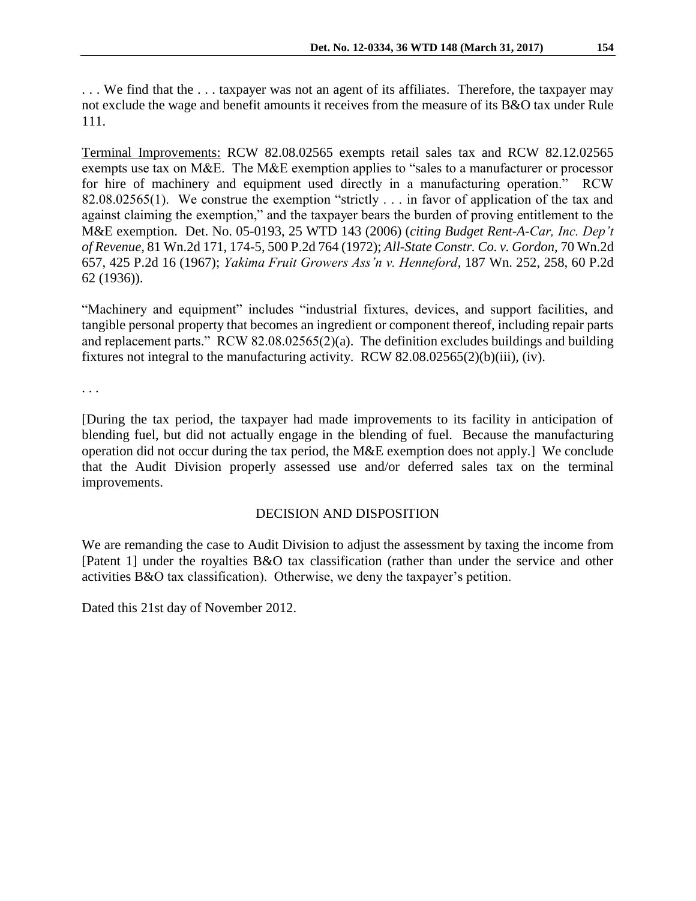. . . We find that the . . . taxpayer was not an agent of its affiliates. Therefore, the taxpayer may not exclude the wage and benefit amounts it receives from the measure of its B&O tax under Rule 111.

<u>Terminal Improvements:</u> RCW 82.08.02565 exempts retail sales tax and RCW 82.12.02565 exempts use tax on M&E. The M&E exemption applies to "sales to a manufacturer or processor for hire of machinery and equipment used directly in a manufacturing operation." RCW 82.08.02565(1). We construe the exemption "strictly . . . in favor of application of the tax and against claiming the exemption," and the taxpayer bears the burden of proving entitlement to the M&E exemption. Det. No. 05-0193, 25 WTD 143 (2006) (*citing Budget Rent-A-Car, Inc. Dep't of Revenue,* 81 Wn.2d 171, 174-5, 500 P.2d 764 (1972); *All-State Constr. Co. v. Gordon*, 70 Wn.2d 657, 425 P.2d 16 (1967); *Yakima Fruit Growers Ass'n v. Henneford*, 187 Wn. 252, 258, 60 P.2d 62 (1936)).

"Machinery and equipment" includes "industrial fixtures, devices, and support facilities, and tangible personal property that becomes an ingredient or component thereof, including repair parts and replacement parts." RCW 82.08.02565(2)(a). The definition excludes buildings and building fixtures not integral to the manufacturing activity. RCW 82.08.02565(2)(b)(iii), (iv).

. . .

[During the tax period, the taxpayer had made improvements to its facility in anticipation of blending fuel, but did not actually engage in the blending of fuel. Because the manufacturing operation did not occur during the tax period, the M&E exemption does not apply.] We conclude that the Audit Division properly assessed use and/or deferred sales tax on the terminal improvements.

## DECISION AND DISPOSITION

We are remanding the case to Audit Division to adjust the assessment by taxing the income from [Patent 1] under the royalties B&O tax classification (rather than under the service and other activities B&O tax classification). Otherwise, we deny the taxpayer's petition.

Dated this 21st day of November 2012.